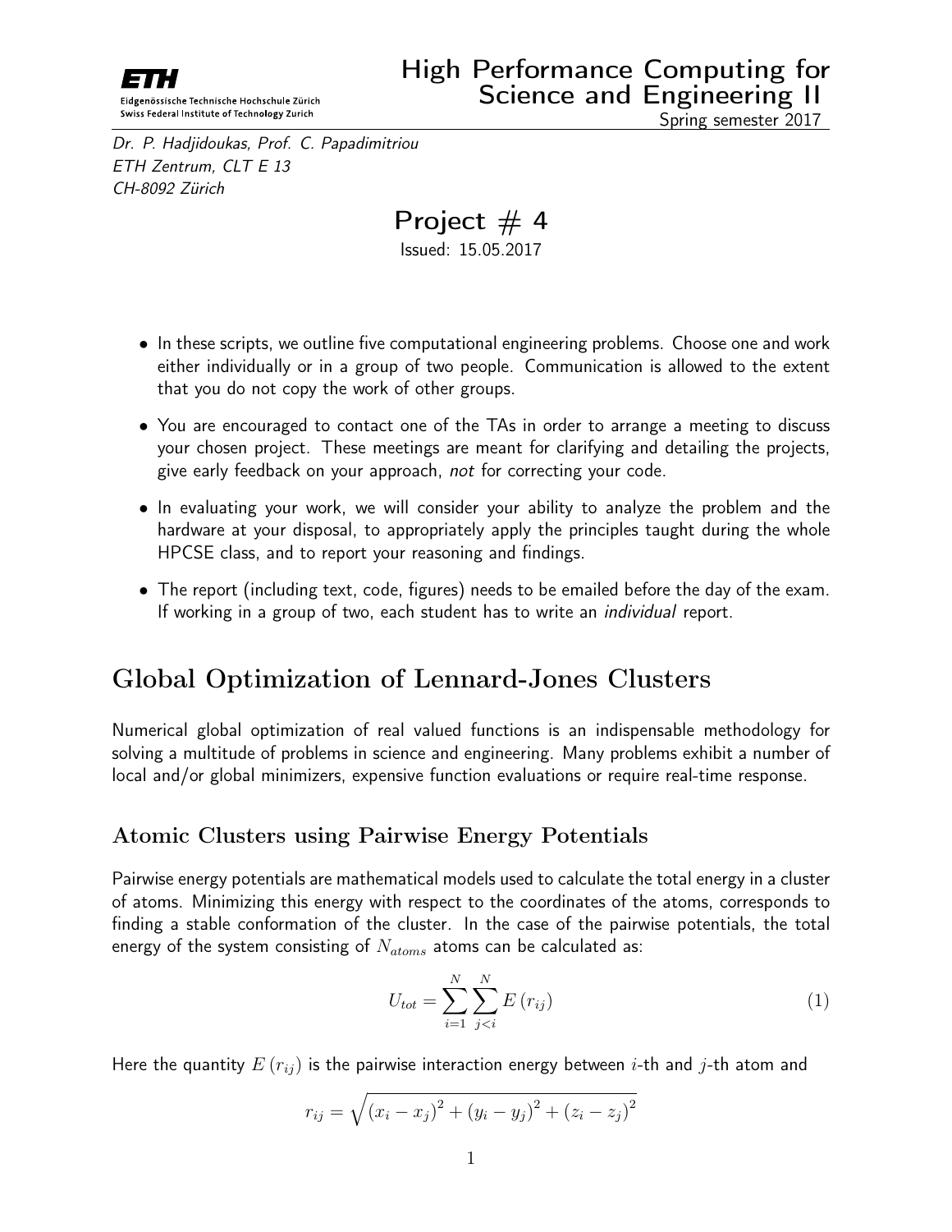ETH

Eidgenössische Technische Hochschule Zürich
Swiss Federal Institute of Technology Zurich

High Performance Computing for Science and Engineering II

Spring semester 2017

*Dr. P. Hadjidoukas, Prof. C. Papadimitriou*
*ETH Zentrum, CLT E 13*
*CH-8092 Zürich*

# Project # 4

Issued: 15.05.2017

- In these scripts, we outline five computational engineering problems. Choose one and work either individually or in a group of two people. Communication is allowed to the extent that you do not copy the work of other groups.
- You are encouraged to contact one of the TAs in order to arrange a meeting to discuss your chosen project. These meetings are meant for clarifying and detailing the projects, give early feedback on your approach, *not* for correcting your code.
- In evaluating your work, we will consider your ability to analyze the problem and the hardware at your disposal, to appropriately apply the principles taught during the whole HPCSE class, and to report your reasoning and findings.
- The report (including text, code, figures) needs to be emailed before the day of the exam. If working in a group of two, each student has to write an *individual* report.

## Global Optimization of Lennard-Jones Clusters

Numerical global optimization of real valued functions is an indispensable methodology for solving a multitude of problems in science and engineering. Many problems exhibit a number of local and/or global minimizers, expensive function evaluations or require real-time response.

### Atomic Clusters using Pairwise Energy Potentials

Pairwise energy potentials are mathematical models used to calculate the total energy in a cluster of atoms. Minimizing this energy with respect to the coordinates of the atoms, corresponds to finding a stable conformation of the cluster. In the case of the pairwise potentials, the total energy of the system consisting of $N_{atoms}$ atoms can be calculated as:

$$U_{tot} = \sum_{i=1}^{N} \sum_{j<i}^{N} E\left(r_{ij}\right) \tag{1}$$

Here the quantity $E\left(r_{ij}\right)$ is the pairwise interaction energy between $i$-th and $j$-th atom and

$$r_{ij} = \sqrt{\left(x_i - x_j\right)^2 + \left(y_i - y_j\right)^2 + \left(z_i - z_j\right)^2}$$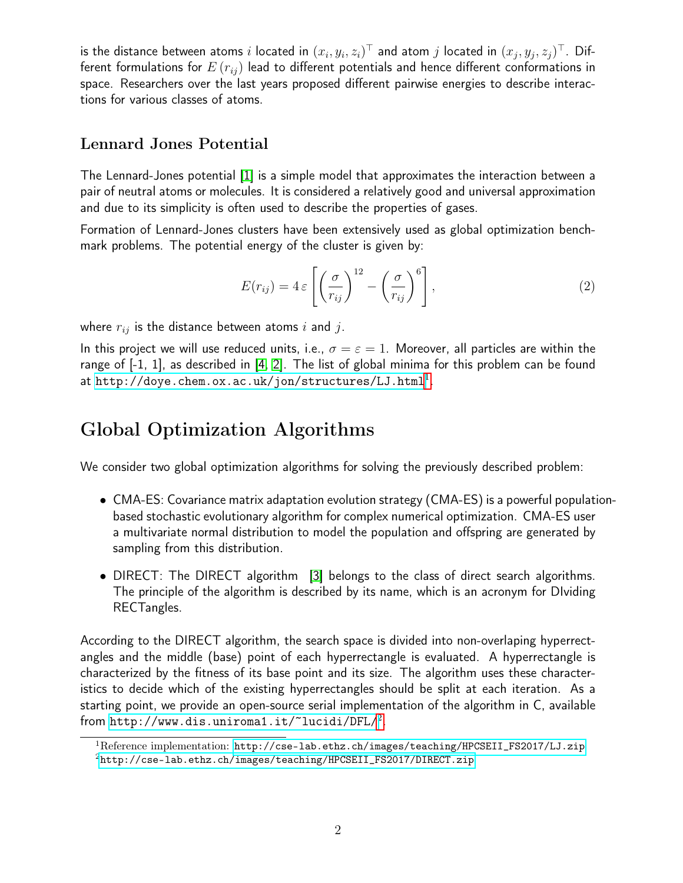is the distance between atoms $i$ located in $(x_i, y_i, z_i)^\top$ and atom $j$ located in $(x_j, y_j, z_j)^\top$. Different formulations for $E(r_{ij})$ lead to different potentials and hence different conformations in space. Researchers over the last years proposed different pairwise energies to describe interactions for various classes of atoms.

### Lennard Jones Potential

The Lennard-Jones potential [1] is a simple model that approximates the interaction between a pair of neutral atoms or molecules. It is considered a relatively good and universal approximation and due to its simplicity is often used to describe the properties of gases.

Formation of Lennard-Jones clusters have been extensively used as global optimization benchmark problems. The potential energy of the cluster is given by:

$$E(r_{ij}) = 4\,\varepsilon \left[ \left( \frac{\sigma}{r_{ij}} \right)^{12} - \left( \frac{\sigma}{r_{ij}} \right)^{6} \right], \tag{2}$$

where $r_{ij}$ is the distance between atoms $i$ and $j$.

In this project we will use reduced units, i.e., $\sigma = \varepsilon = 1$. Moreover, all particles are within the range of [-1, 1], as described in [4, 2]. The list of global minima for this problem can be found at http://doye.chem.ox.ac.uk/jon/structures/LJ.html[1].

## Global Optimization Algorithms

We consider two global optimization algorithms for solving the previously described problem:

- CMA-ES: Covariance matrix adaptation evolution strategy (CMA-ES) is a powerful population-based stochastic evolutionary algorithm for complex numerical optimization. CMA-ES user a multivariate normal distribution to model the population and offspring are generated by sampling from this distribution.
- DIRECT: The DIRECT algorithm [3] belongs to the class of direct search algorithms. The principle of the algorithm is described by its name, which is an acronym for DIviding RECTangles.

According to the DIRECT algorithm, the search space is divided into non-overlaping hyperrectangles and the middle (base) point of each hyperrectangle is evaluated. A hyperrectangle is characterized by the fitness of its base point and its size. The algorithm uses these characteristics to decide which of the existing hyperrectangles should be split at each iteration. As a starting point, we provide an open-source serial implementation of the algorithm in C, available from http://www.dis.uniroma1.it/~lucidi/DFL/[2].

[1] Reference implementation: http://cse-lab.ethz.ch/images/teaching/HPCSEII_FS2017/LJ.zip

[2] http://cse-lab.ethz.ch/images/teaching/HPCSEII_FS2017/DIRECT.zip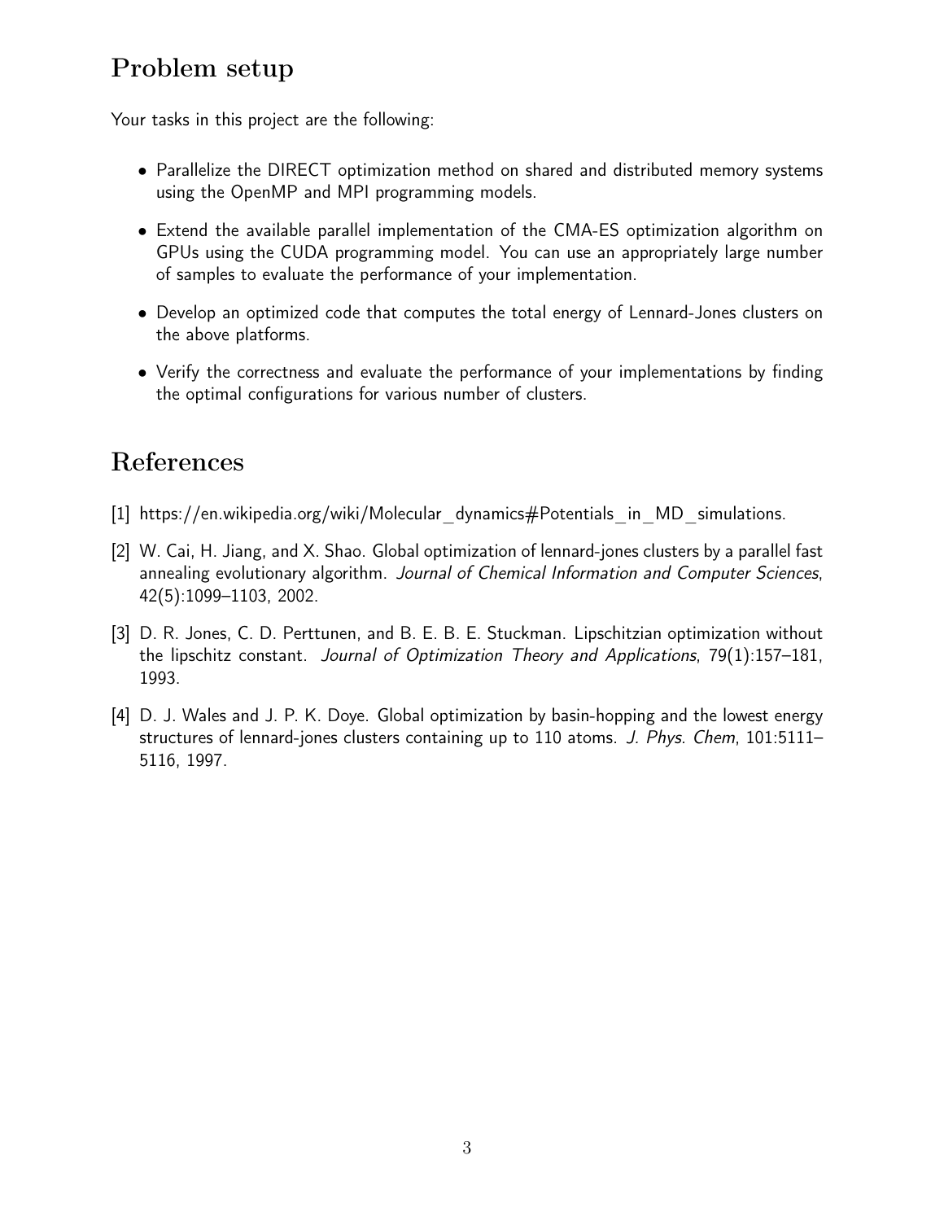## Problem setup

Your tasks in this project are the following:

- Parallelize the DIRECT optimization method on shared and distributed memory systems using the OpenMP and MPI programming models.
- Extend the available parallel implementation of the CMA-ES optimization algorithm on GPUs using the CUDA programming model. You can use an appropriately large number of samples to evaluate the performance of your implementation.
- Develop an optimized code that computes the total energy of Lennard-Jones clusters on the above platforms.
- Verify the correctness and evaluate the performance of your implementations by finding the optimal configurations for various number of clusters.

## References

[1] https://en.wikipedia.org/wiki/Molecular_dynamics#Potentials_in_MD_simulations.

[2] W. Cai, H. Jiang, and X. Shao. Global optimization of lennard-jones clusters by a parallel fast annealing evolutionary algorithm. *Journal of Chemical Information and Computer Sciences*, 42(5):1099–1103, 2002.

[3] D. R. Jones, C. D. Perttunen, and B. E. B. E. Stuckman. Lipschitzian optimization without the lipschitz constant. *Journal of Optimization Theory and Applications*, 79(1):157–181, 1993.

[4] D. J. Wales and J. P. K. Doye. Global optimization by basin-hopping and the lowest energy structures of lennard-jones clusters containing up to 110 atoms. *J. Phys. Chem*, 101:5111–5116, 1997.